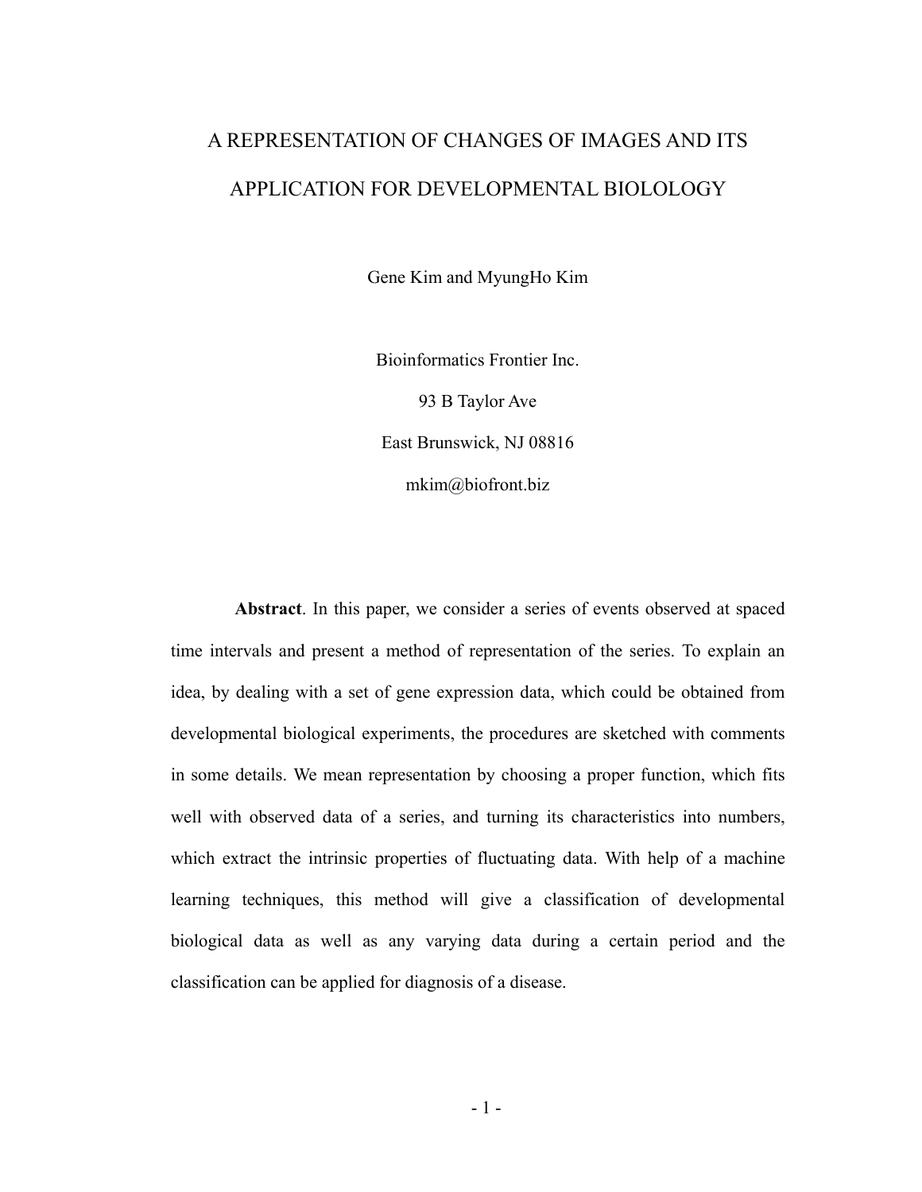# A REPRESENTATION OF CHANGES OF IMAGES AND ITS APPLICATION FOR DEVELOPMENTAL BIOLOLOGY

Gene Kim and MyungHo Kim

Bioinformatics Frontier Inc.

93 B Taylor Ave

East Brunswick, NJ 08816

mkim@biofront.biz

**Abstract**. In this paper, we consider a series of events observed at spaced time intervals and present a method of representation of the series. To explain an idea, by dealing with a set of gene expression data, which could be obtained from developmental biological experiments, the procedures are sketched with comments in some details. We mean representation by choosing a proper function, which fits well with observed data of a series, and turning its characteristics into numbers, which extract the intrinsic properties of fluctuating data. With help of a machine learning techniques, this method will give a classification of developmental biological data as well as any varying data during a certain period and the classification can be applied for diagnosis of a disease.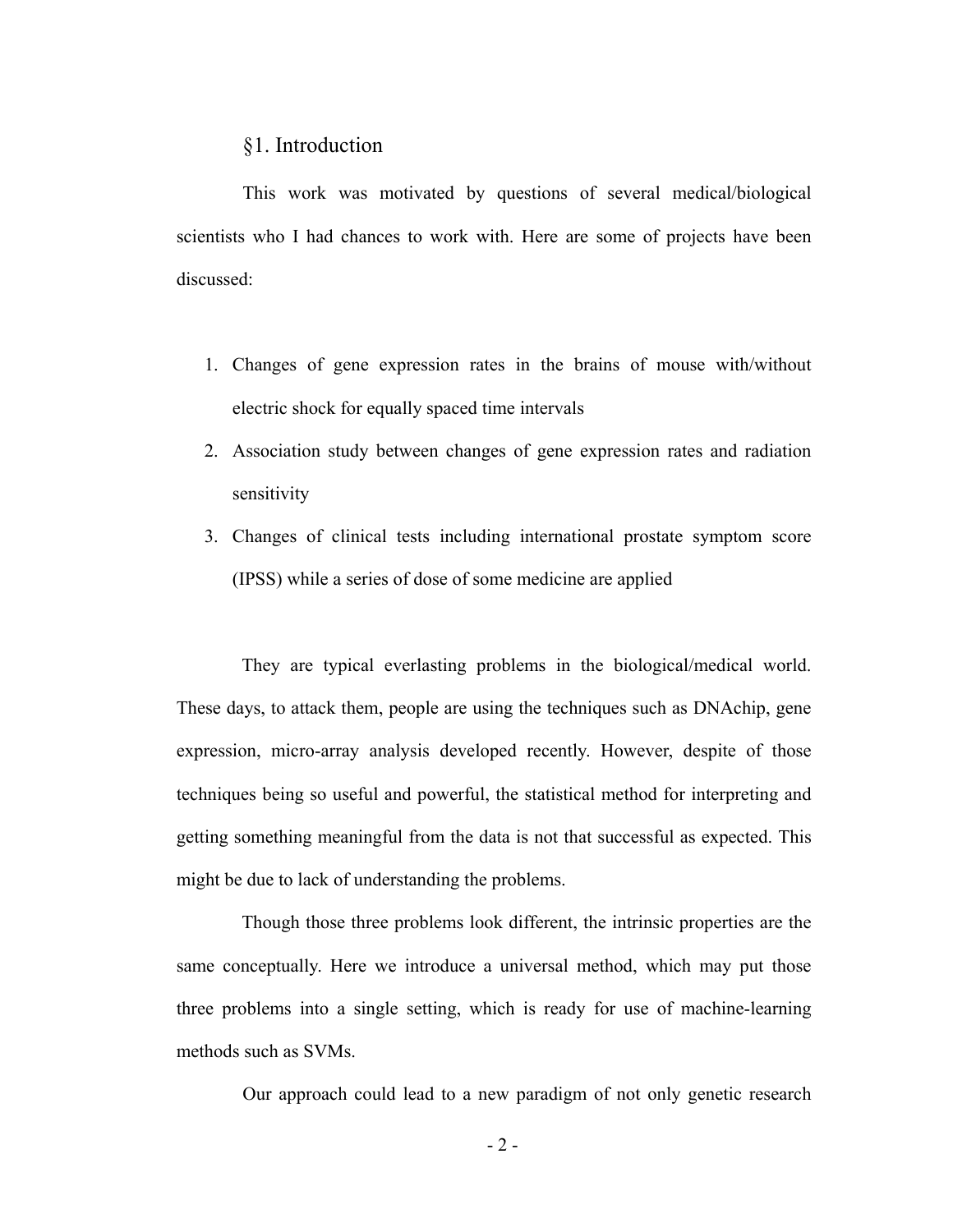## §1. Introduction

This work was motivated by questions of several medical/biological scientists who I had chances to work with. Here are some of projects have been discussed:

1. Changes of gene expression rates in the brains of mouse with/without electric shock for equally spaced time intervals
2. Association study between changes of gene expression rates and radiation sensitivity
3. Changes of clinical tests including international prostate symptom score (IPSS) while a series of dose of some medicine are applied

They are typical everlasting problems in the biological/medical world. These days, to attack them, people are using the techniques such as DNAchip, gene expression, micro-array analysis developed recently. However, despite of those techniques being so useful and powerful, the statistical method for interpreting and getting something meaningful from the data is not that successful as expected. This might be due to lack of understanding the problems.

Though those three problems look different, the intrinsic properties are the same conceptually. Here we introduce a universal method, which may put those three problems into a single setting, which is ready for use of machine-learning methods such as SVMs.

Our approach could lead to a new paradigm of not only genetic research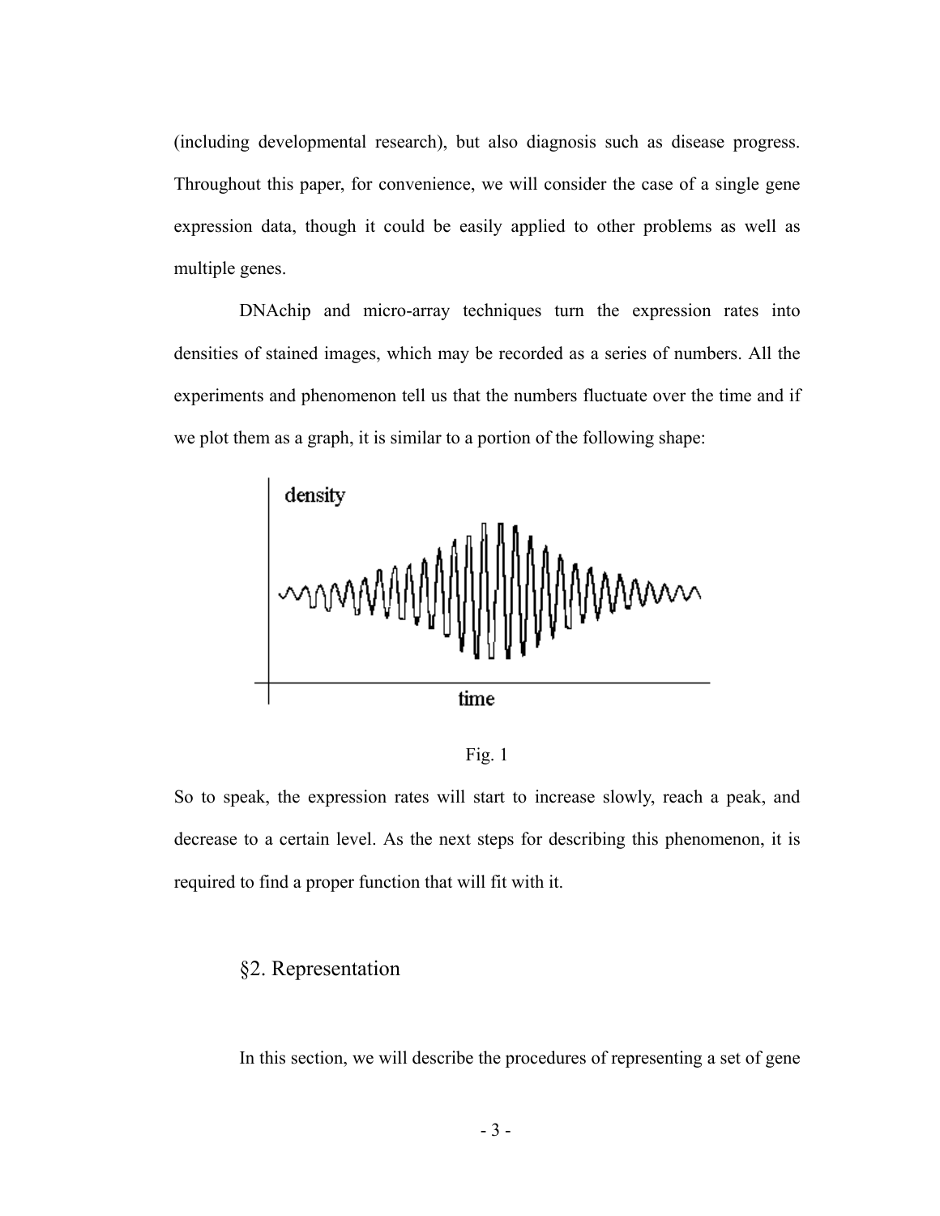(including developmental research), but also diagnosis such as disease progress. Throughout this paper, for convenience, we will consider the case of a single gene expression data, though it could be easily applied to other problems as well as multiple genes.

DNAchip and micro-array techniques turn the expression rates into densities of stained images, which may be recorded as a series of numbers. All the experiments and phenomenon tell us that the numbers fluctuate over the time and if we plot them as a graph, it is similar to a portion of the following shape:

Fig. 1

So to speak, the expression rates will start to increase slowly, reach a peak, and decrease to a certain level. As the next steps for describing this phenomenon, it is required to find a proper function that will fit with it.

## §2. Representation

In this section, we will describe the procedures of representing a set of gene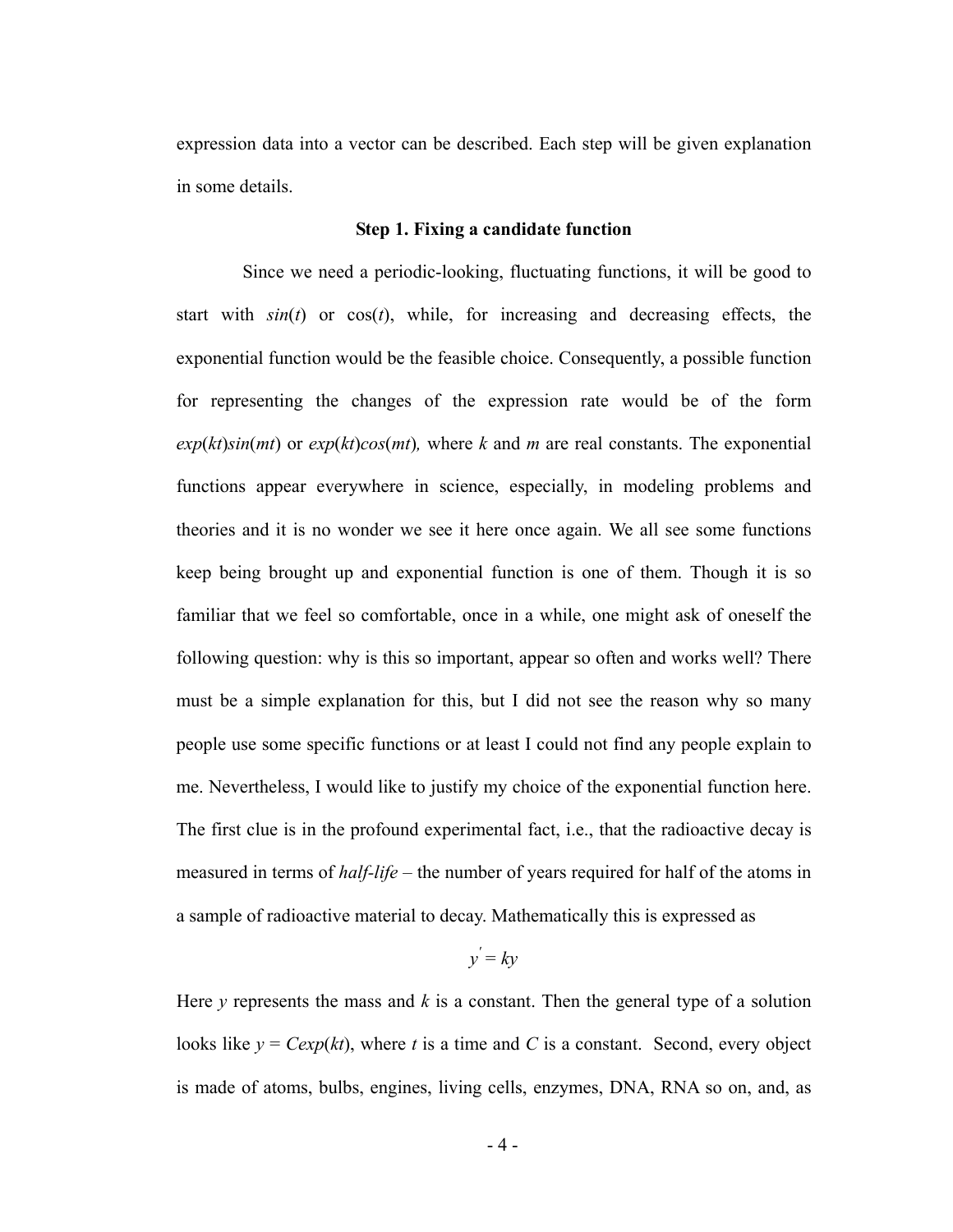expression data into a vector can be described. Each step will be given explanation in some details.

### Step 1. Fixing a candidate function

Since we need a periodic-looking, fluctuating functions, it will be good to start with $sin(t)$ or $\cos(t)$, while, for increasing and decreasing effects, the exponential function would be the feasible choice. Consequently, a possible function for representing the changes of the expression rate would be of the form $exp(kt)sin(mt)$ or $exp(kt)cos(mt)$, where $k$ and $m$ are real constants. The exponential functions appear everywhere in science, especially, in modeling problems and theories and it is no wonder we see it here once again. We all see some functions keep being brought up and exponential function is one of them. Though it is so familiar that we feel so comfortable, once in a while, one might ask of oneself the following question: why is this so important, appear so often and works well? There must be a simple explanation for this, but I did not see the reason why so many people use some specific functions or at least I could not find any people explain to me. Nevertheless, I would like to justify my choice of the exponential function here. The first clue is in the profound experimental fact, i.e., that the radioactive decay is measured in terms of *half-life* – the number of years required for half of the atoms in a sample of radioactive material to decay. Mathematically this is expressed as

$$y^{'} = ky$$

Here $y$ represents the mass and $k$ is a constant. Then the general type of a solution looks like $y = Cexp(kt)$, where $t$ is a time and $C$ is a constant. Second, every object is made of atoms, bulbs, engines, living cells, enzymes, DNA, RNA so on, and, as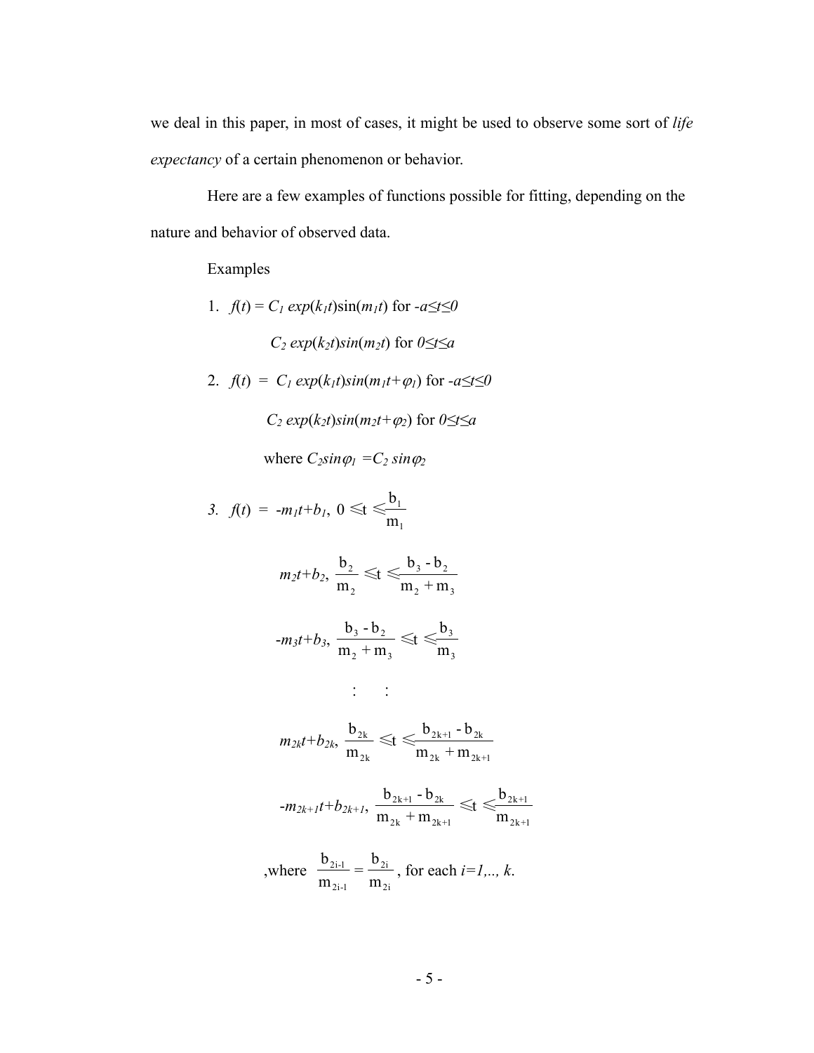we deal in this paper, in most of cases, it might be used to observe some sort of *life expectancy* of a certain phenomenon or behavior.

Here are a few examples of functions possible for fitting, depending on the nature and behavior of observed data.

Examples

1. $f(t) = C_1\, exp(k_1 t)\sin(m_1 t)$ for $-a \le t \le 0$

   $C_2\, exp(k_2 t) sin(m_2 t)$ for $0 \le t \le a$

2. $f(t) = C_1\, exp(k_1 t) sin(m_1 t + \varphi_1)$ for $-a \le t \le 0$

   $C_2\, exp(k_2 t) sin(m_2 t + \varphi_2)$ for $0 \le t \le a$

   where $C_2 sin\varphi_1 = C_2\, sin\varphi_2$

3. $f(t) = -m_1 t + b_1,\ 0 \leqslant t \leqslant \dfrac{b_1}{m_1}$

   $m_2 t + b_2,\ \dfrac{b_2}{m_2} \leqslant t \leqslant \dfrac{b_3 - b_2}{m_2 + m_3}$

   $-m_3 t + b_3,\ \dfrac{b_3 - b_2}{m_2 + m_3} \leqslant t \leqslant \dfrac{b_3}{m_3}$

   : :

   $m_{2k} t + b_{2k},\ \dfrac{b_{2k}}{m_{2k}} \leqslant t \leqslant \dfrac{b_{2k+1} - b_{2k}}{m_{2k} + m_{2k+1}}$

   $-m_{2k+1} t + b_{2k+1},\ \dfrac{b_{2k+1} - b_{2k}}{m_{2k} + m_{2k+1}} \leqslant t \leqslant \dfrac{b_{2k+1}}{m_{2k+1}}$

   ,where $\dfrac{b_{2i-1}}{m_{2i-1}} = \dfrac{b_{2i}}{m_{2i}}$, for each $i=1,.., k$.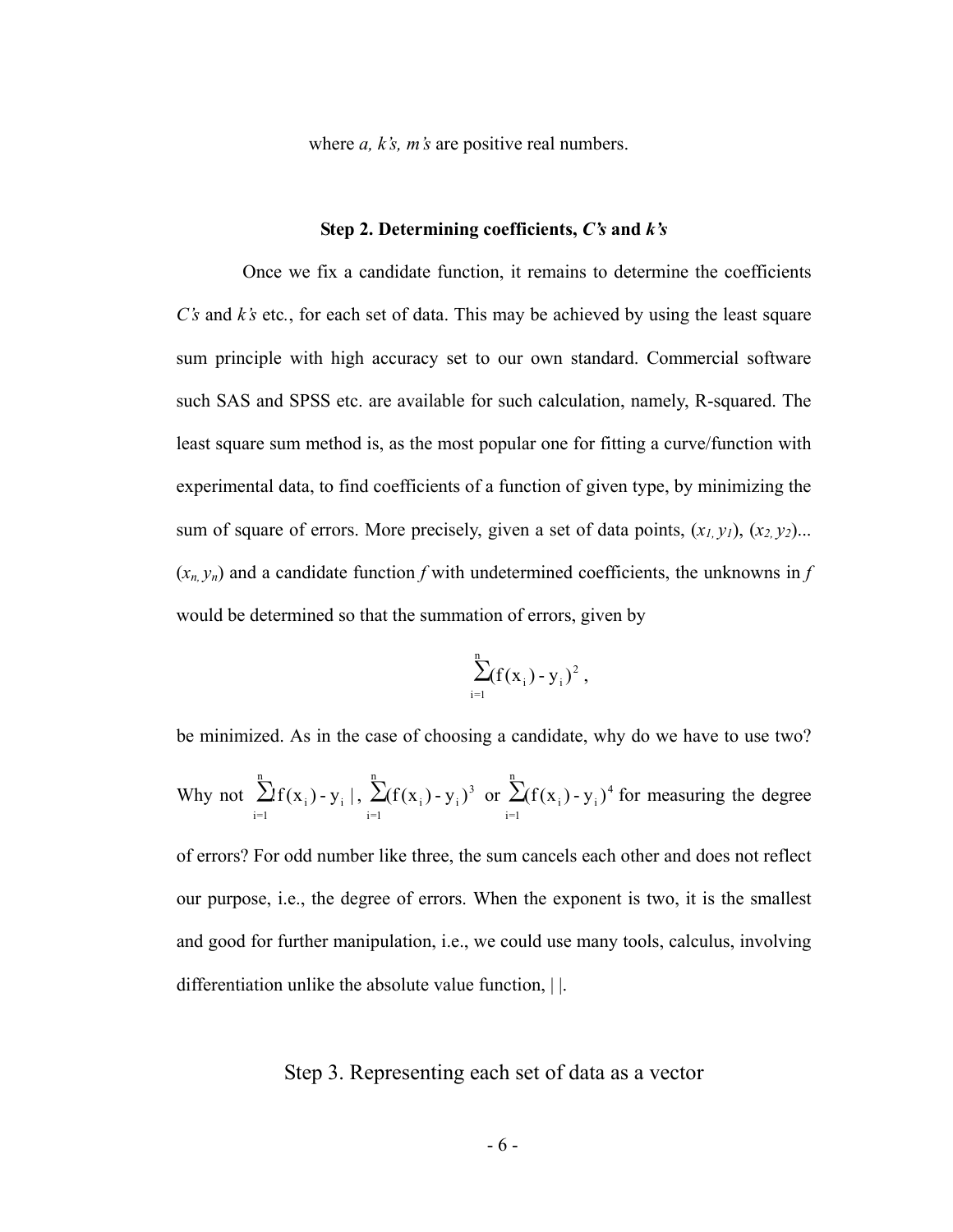where *a, k's, m's* are positive real numbers.

### Step 2. Determining coefficients, *C's* and *k's*

Once we fix a candidate function, it remains to determine the coefficients *C's* and *k's* etc., for each set of data. This may be achieved by using the least square sum principle with high accuracy set to our own standard. Commercial software such SAS and SPSS etc. are available for such calculation, namely, R-squared. The least square sum method is, as the most popular one for fitting a curve/function with experimental data, to find coefficients of a function of given type, by minimizing the sum of square of errors. More precisely, given a set of data points, $(x_1, y_1)$, $(x_2, y_2)$... $(x_n, y_n)$ and a candidate function $f$ with undetermined coefficients, the unknowns in $f$ would be determined so that the summation of errors, given by

$$\sum_{i=1}^{n}(f(x_i) - y_i)^2 ,$$

be minimized. As in the case of choosing a candidate, why do we have to use two? Why not $\sum_{i=1}^{n}|f(x_i) - y_i|$, $\sum_{i=1}^{n}(f(x_i) - y_i)^3$ or $\sum_{i=1}^{n}(f(x_i) - y_i)^4$ for measuring the degree of errors? For odd number like three, the sum cancels each other and does not reflect our purpose, i.e., the degree of errors. When the exponent is two, it is the smallest and good for further manipulation, i.e., we could use many tools, calculus, involving differentiation unlike the absolute value function, | |.

### Step 3. Representing each set of data as a vector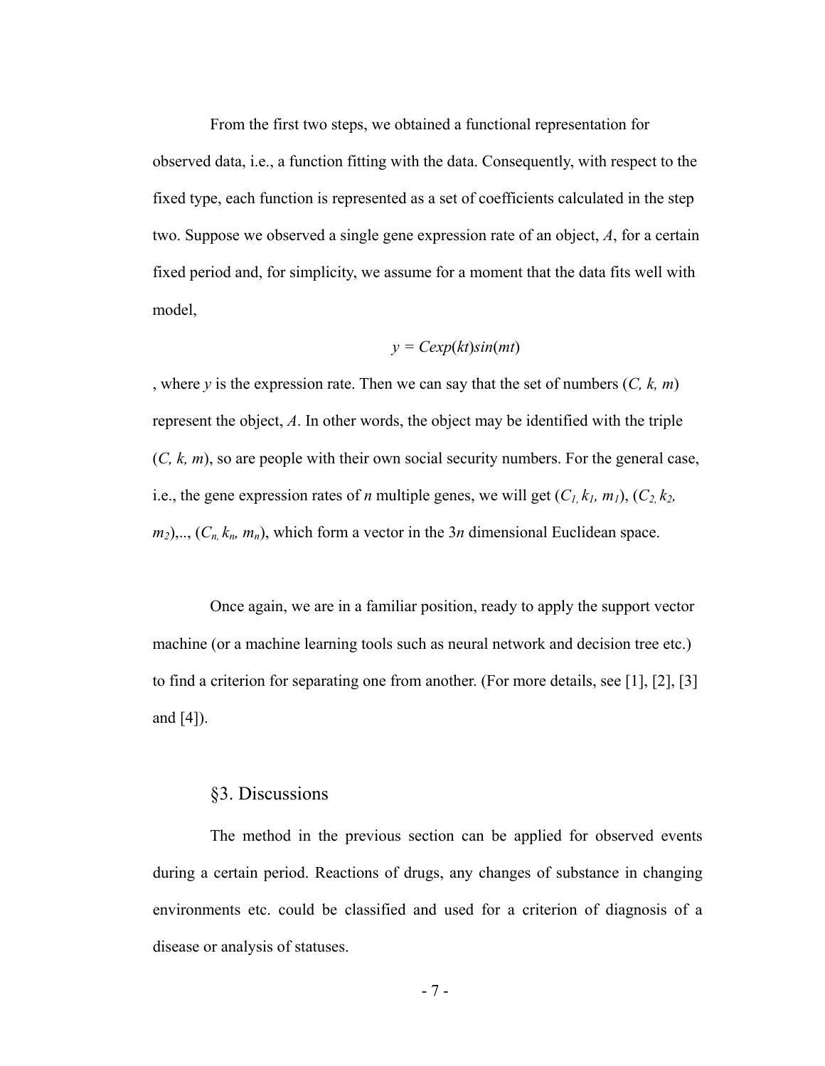From the first two steps, we obtained a functional representation for observed data, i.e., a function fitting with the data. Consequently, with respect to the fixed type, each function is represented as a set of coefficients calculated in the step two. Suppose we observed a single gene expression rate of an object, *A*, for a certain fixed period and, for simplicity, we assume for a moment that the data fits well with model,

$$y = C\exp(kt)\sin(mt)$$

, where $y$ is the expression rate. Then we can say that the set of numbers $(C, k, m)$ represent the object, *A*. In other words, the object may be identified with the triple $(C, k, m)$, so are people with their own social security numbers. For the general case, i.e., the gene expression rates of $n$ multiple genes, we will get $(C_1, k_1, m_1)$, $(C_2, k_2, m_2)$,.., $(C_n, k_n, m_n)$, which form a vector in the $3n$ dimensional Euclidean space.

Once again, we are in a familiar position, ready to apply the support vector machine (or a machine learning tools such as neural network and decision tree etc.) to find a criterion for separating one from another. (For more details, see [1], [2], [3] and [4]).

## §3. Discussions

The method in the previous section can be applied for observed events during a certain period. Reactions of drugs, any changes of substance in changing environments etc. could be classified and used for a criterion of diagnosis of a disease or analysis of statuses.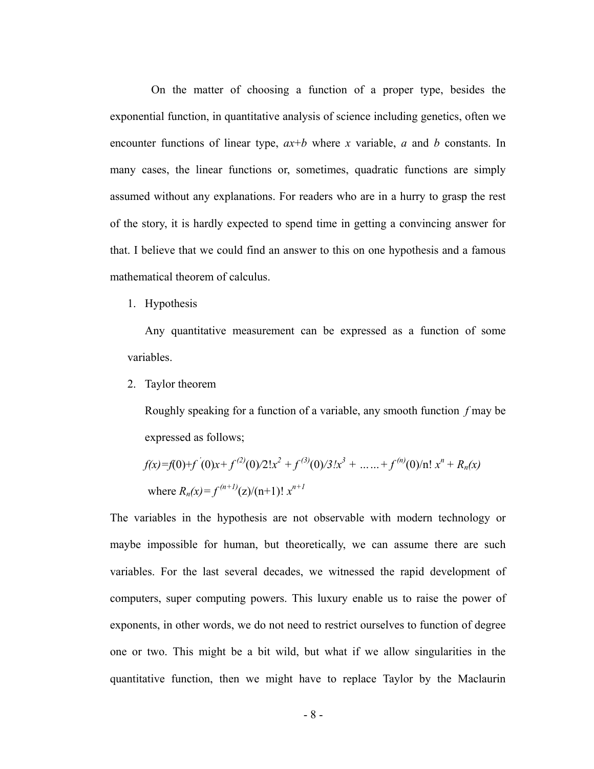On the matter of choosing a function of a proper type, besides the exponential function, in quantitative analysis of science including genetics, often we encounter functions of linear type, $ax+b$ where $x$ variable, $a$ and $b$ constants. In many cases, the linear functions or, sometimes, quadratic functions are simply assumed without any explanations. For readers who are in a hurry to grasp the rest of the story, it is hardly expected to spend time in getting a convincing answer for that. I believe that we could find an answer to this on one hypothesis and a famous mathematical theorem of calculus.

1. Hypothesis

   Any quantitative measurement can be expressed as a function of some variables.

2. Taylor theorem

   Roughly speaking for a function of a variable, any smooth function $f$ may be expressed as follows;

   $$f(x)=f(0)+f'(0)x+f^{(2)}(0)/2!x^2+f^{(3)}(0)/3!x^3+\ldots\ldots+f^{(n)}(0)/n!\,x^n+R_n(x)$$

   where $R_n(x)=f^{(n+1)}(z)/(n+1)!\,x^{n+1}$

The variables in the hypothesis are not observable with modern technology or maybe impossible for human, but theoretically, we can assume there are such variables. For the last several decades, we witnessed the rapid development of computers, super computing powers. This luxury enable us to raise the power of exponents, in other words, we do not need to restrict ourselves to function of degree one or two. This might be a bit wild, but what if we allow singularities in the quantitative function, then we might have to replace Taylor by the Maclaurin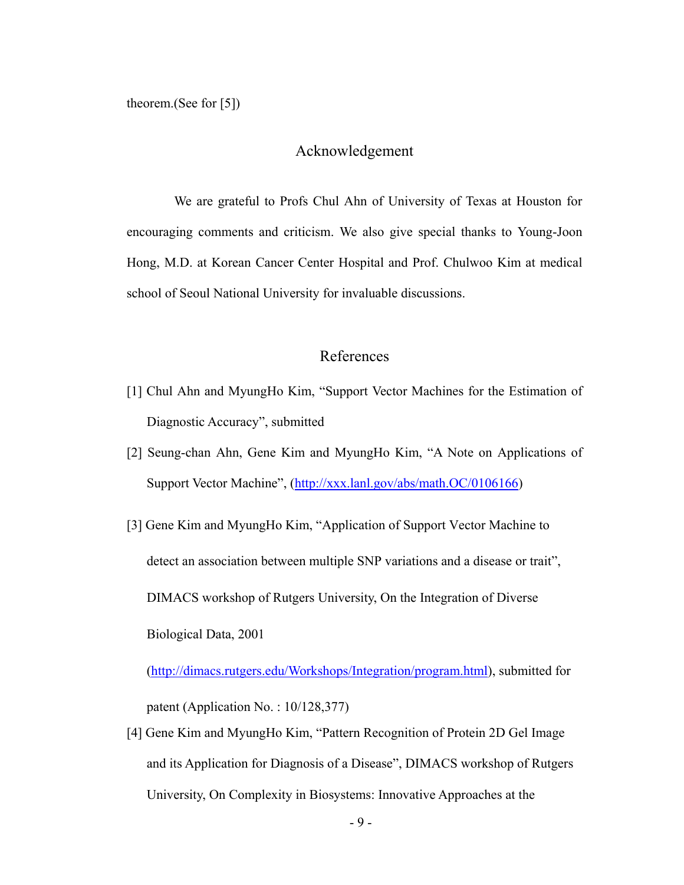theorem.(See for [5])

## Acknowledgement

We are grateful to Profs Chul Ahn of University of Texas at Houston for encouraging comments and criticism. We also give special thanks to Young-Joon Hong, M.D. at Korean Cancer Center Hospital and Prof. Chulwoo Kim at medical school of Seoul National University for invaluable discussions.

## References

[1] Chul Ahn and MyungHo Kim, "Support Vector Machines for the Estimation of Diagnostic Accuracy", submitted

[2] Seung-chan Ahn, Gene Kim and MyungHo Kim, "A Note on Applications of Support Vector Machine", (http://xxx.lanl.gov/abs/math.OC/0106166)

[3] Gene Kim and MyungHo Kim, "Application of Support Vector Machine to detect an association between multiple SNP variations and a disease or trait", DIMACS workshop of Rutgers University, On the Integration of Diverse Biological Data, 2001 (http://dimacs.rutgers.edu/Workshops/Integration/program.html), submitted for patent (Application No. : 10/128,377)

[4] Gene Kim and MyungHo Kim, "Pattern Recognition of Protein 2D Gel Image and its Application for Diagnosis of a Disease", DIMACS workshop of Rutgers University, On Complexity in Biosystems: Innovative Approaches at the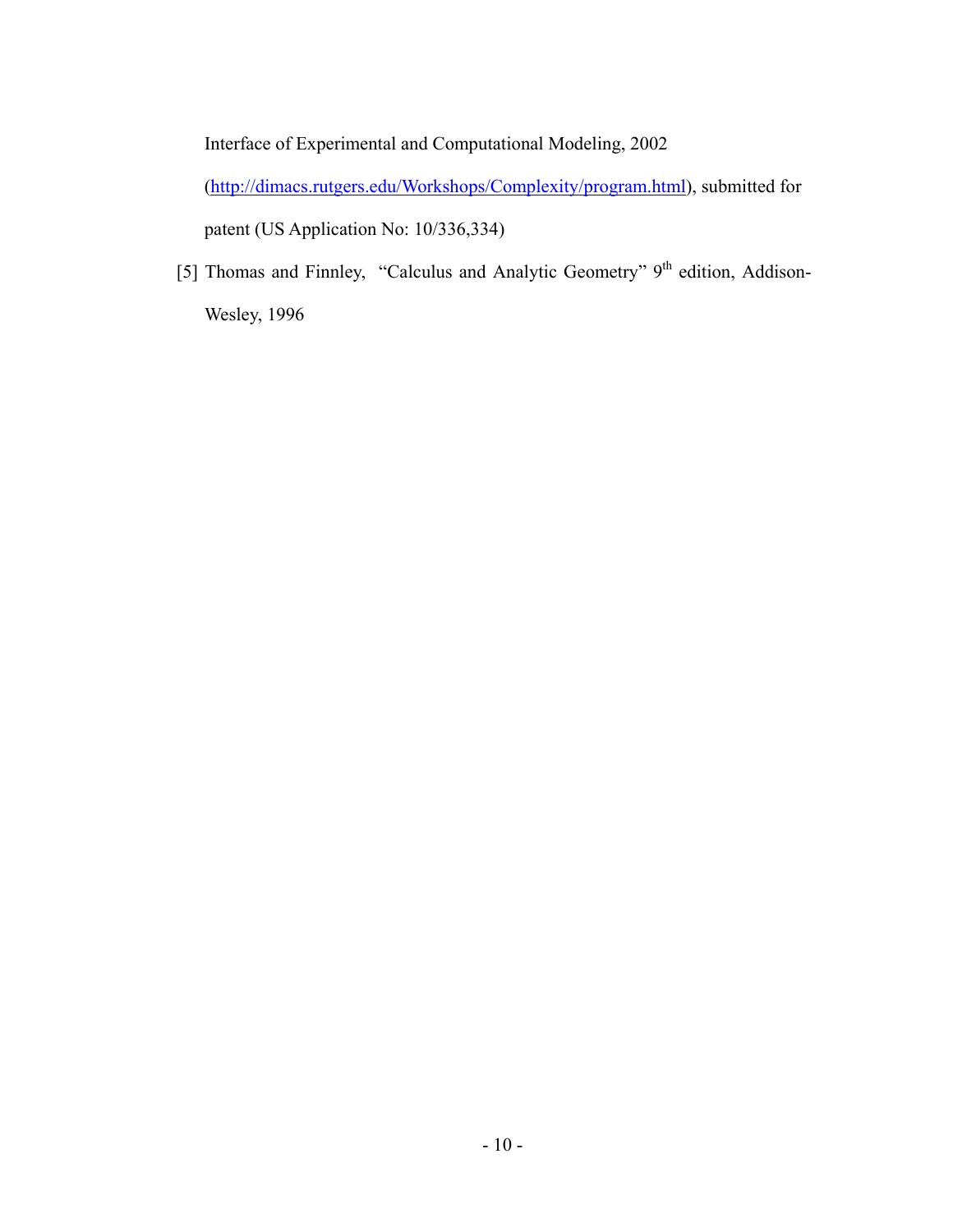Interface of Experimental and Computational Modeling, 2002 (http://dimacs.rutgers.edu/Workshops/Complexity/program.html), submitted for patent (US Application No: 10/336,334)

[5] Thomas and Finnley, "Calculus and Analytic Geometry" 9th edition, Addison-Wesley, 1996